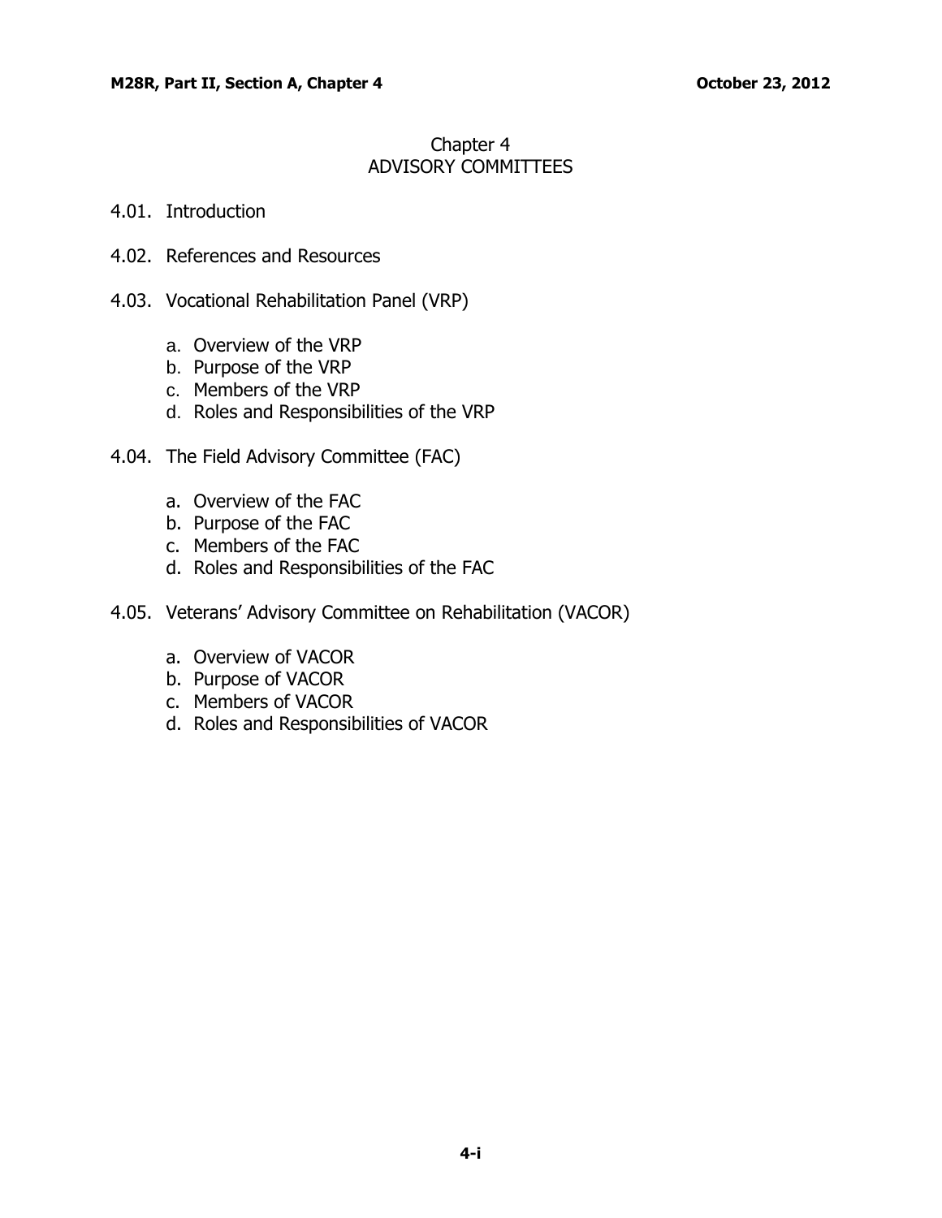# Chapter 4
# ADVISORY COMMITTEES

4.01. Introduction

4.02. References and Resources

4.03. Vocational Rehabilitation Panel (VRP)

  a. Overview of the VRP
  b. Purpose of the VRP
  c. Members of the VRP
  d. Roles and Responsibilities of the VRP

4.04. The Field Advisory Committee (FAC)

  a. Overview of the FAC
  b. Purpose of the FAC
  c. Members of the FAC
  d. Roles and Responsibilities of the FAC

4.05. Veterans' Advisory Committee on Rehabilitation (VACOR)

  a. Overview of VACOR
  b. Purpose of VACOR
  c. Members of VACOR
  d. Roles and Responsibilities of VACOR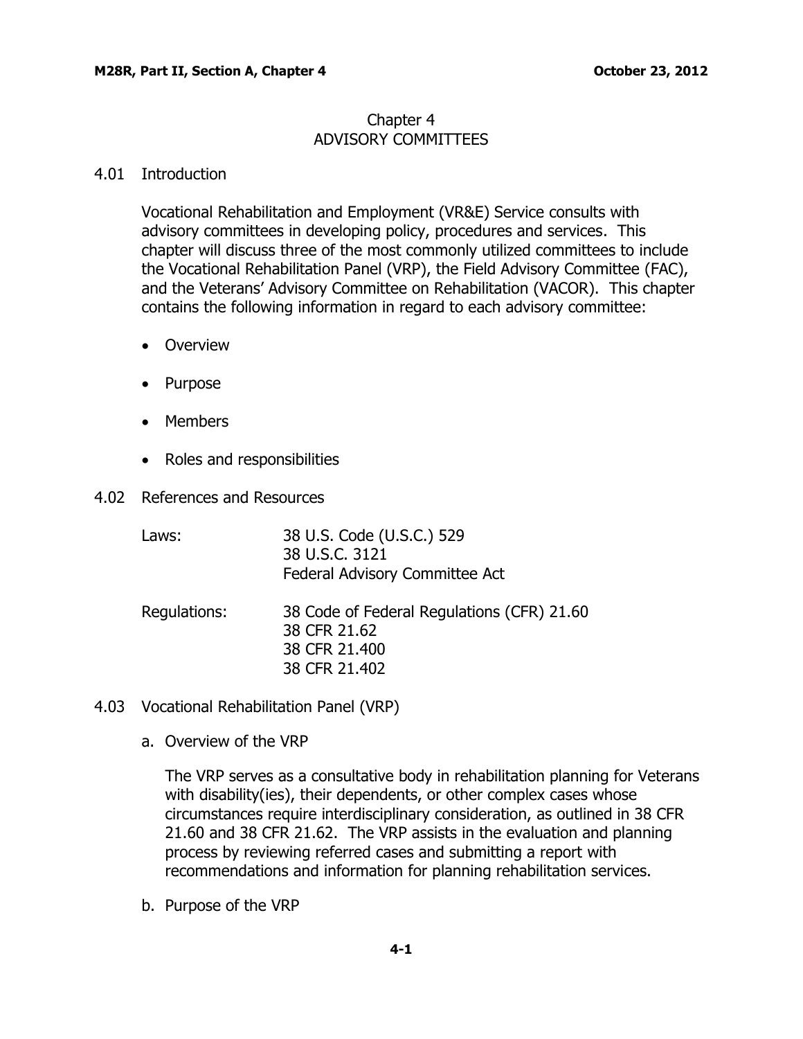# Chapter 4
# ADVISORY COMMITTEES

## 4.01 Introduction

Vocational Rehabilitation and Employment (VR&E) Service consults with advisory committees in developing policy, procedures and services. This chapter will discuss three of the most commonly utilized committees to include the Vocational Rehabilitation Panel (VRP), the Field Advisory Committee (FAC), and the Veterans' Advisory Committee on Rehabilitation (VACOR). This chapter contains the following information in regard to each advisory committee:

- Overview
- Purpose
- Members
- Roles and responsibilities

## 4.02 References and Resources

| | |
|---|---|
| Laws: | 38 U.S. Code (U.S.C.) 529<br>38 U.S.C. 3121<br>Federal Advisory Committee Act |
| Regulations: | 38 Code of Federal Regulations (CFR) 21.60<br>38 CFR 21.62<br>38 CFR 21.400<br>38 CFR 21.402 |

## 4.03 Vocational Rehabilitation Panel (VRP)

### a. Overview of the VRP

The VRP serves as a consultative body in rehabilitation planning for Veterans with disability(ies), their dependents, or other complex cases whose circumstances require interdisciplinary consideration, as outlined in 38 CFR 21.60 and 38 CFR 21.62. The VRP assists in the evaluation and planning process by reviewing referred cases and submitting a report with recommendations and information for planning rehabilitation services.

### b. Purpose of the VRP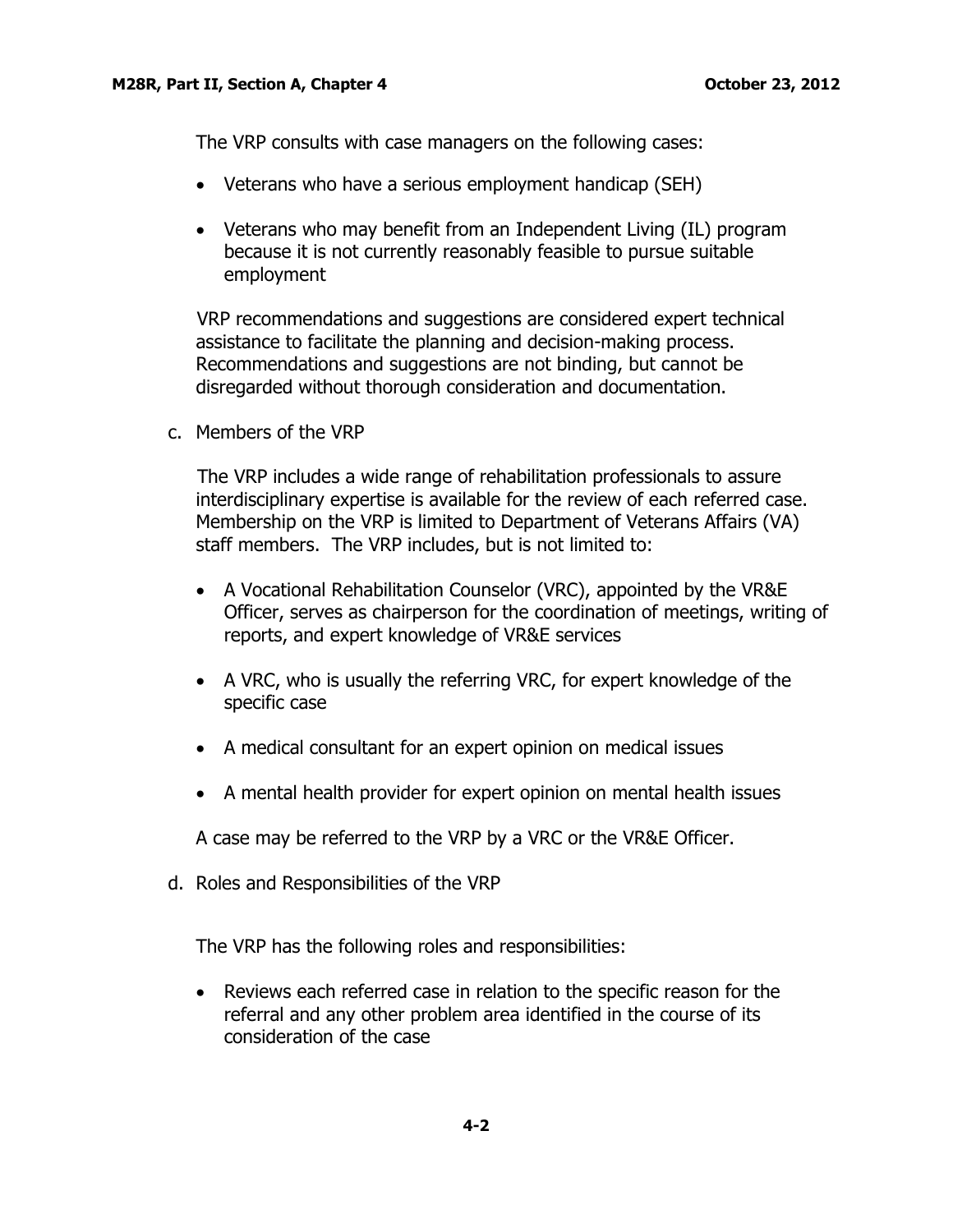The VRP consults with case managers on the following cases:

- Veterans who have a serious employment handicap (SEH)
- Veterans who may benefit from an Independent Living (IL) program because it is not currently reasonably feasible to pursue suitable employment

VRP recommendations and suggestions are considered expert technical assistance to facilitate the planning and decision-making process. Recommendations and suggestions are not binding, but cannot be disregarded without thorough consideration and documentation.

c. Members of the VRP

The VRP includes a wide range of rehabilitation professionals to assure interdisciplinary expertise is available for the review of each referred case. Membership on the VRP is limited to Department of Veterans Affairs (VA) staff members. The VRP includes, but is not limited to:

- A Vocational Rehabilitation Counselor (VRC), appointed by the VR&E Officer, serves as chairperson for the coordination of meetings, writing of reports, and expert knowledge of VR&E services
- A VRC, who is usually the referring VRC, for expert knowledge of the specific case
- A medical consultant for an expert opinion on medical issues
- A mental health provider for expert opinion on mental health issues

A case may be referred to the VRP by a VRC or the VR&E Officer.

d. Roles and Responsibilities of the VRP

The VRP has the following roles and responsibilities:

- Reviews each referred case in relation to the specific reason for the referral and any other problem area identified in the course of its consideration of the case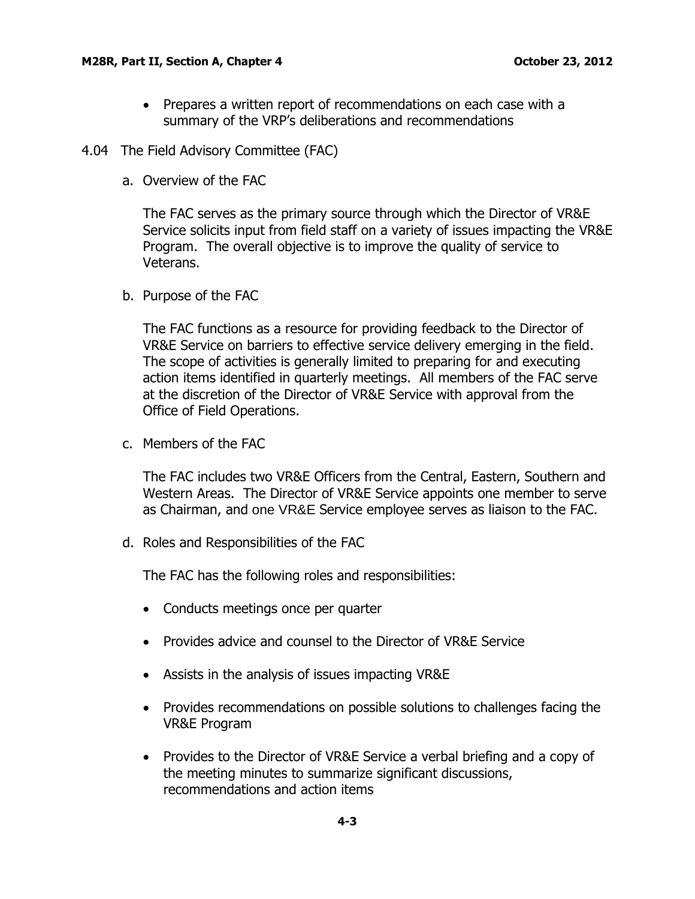- Prepares a written report of recommendations on each case with a summary of the VRP's deliberations and recommendations

## 4.04 The Field Advisory Committee (FAC)

### a. Overview of the FAC

The FAC serves as the primary source through which the Director of VR&E Service solicits input from field staff on a variety of issues impacting the VR&E Program. The overall objective is to improve the quality of service to Veterans.

### b. Purpose of the FAC

The FAC functions as a resource for providing feedback to the Director of VR&E Service on barriers to effective service delivery emerging in the field. The scope of activities is generally limited to preparing for and executing action items identified in quarterly meetings. All members of the FAC serve at the discretion of the Director of VR&E Service with approval from the Office of Field Operations.

### c. Members of the FAC

The FAC includes two VR&E Officers from the Central, Eastern, Southern and Western Areas. The Director of VR&E Service appoints one member to serve as Chairman, and one VR&E Service employee serves as liaison to the FAC.

### d. Roles and Responsibilities of the FAC

The FAC has the following roles and responsibilities:

- Conducts meetings once per quarter
- Provides advice and counsel to the Director of VR&E Service
- Assists in the analysis of issues impacting VR&E
- Provides recommendations on possible solutions to challenges facing the VR&E Program
- Provides to the Director of VR&E Service a verbal briefing and a copy of the meeting minutes to summarize significant discussions, recommendations and action items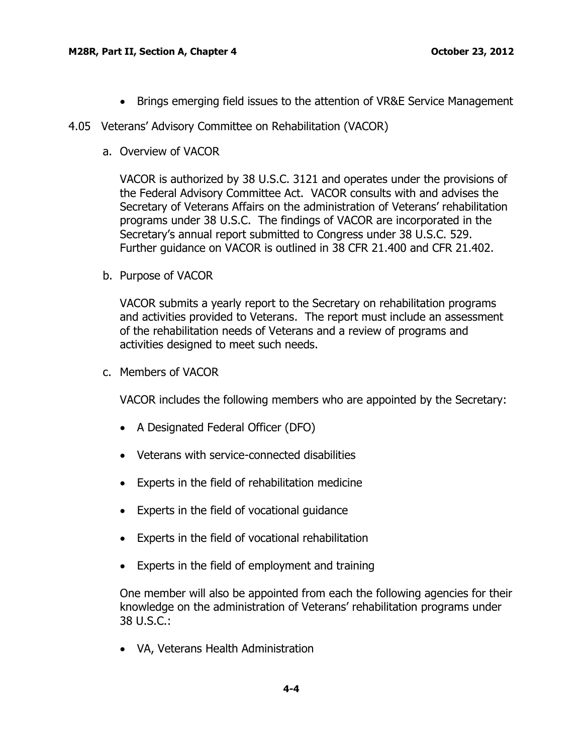- Brings emerging field issues to the attention of VR&E Service Management

## 4.05 Veterans' Advisory Committee on Rehabilitation (VACOR)

### a. Overview of VACOR

VACOR is authorized by 38 U.S.C. 3121 and operates under the provisions of the Federal Advisory Committee Act. VACOR consults with and advises the Secretary of Veterans Affairs on the administration of Veterans' rehabilitation programs under 38 U.S.C. The findings of VACOR are incorporated in the Secretary's annual report submitted to Congress under 38 U.S.C. 529. Further guidance on VACOR is outlined in 38 CFR 21.400 and CFR 21.402.

### b. Purpose of VACOR

VACOR submits a yearly report to the Secretary on rehabilitation programs and activities provided to Veterans. The report must include an assessment of the rehabilitation needs of Veterans and a review of programs and activities designed to meet such needs.

### c. Members of VACOR

VACOR includes the following members who are appointed by the Secretary:

- A Designated Federal Officer (DFO)
- Veterans with service-connected disabilities
- Experts in the field of rehabilitation medicine
- Experts in the field of vocational guidance
- Experts in the field of vocational rehabilitation
- Experts in the field of employment and training

One member will also be appointed from each the following agencies for their knowledge on the administration of Veterans' rehabilitation programs under 38 U.S.C.:

- VA, Veterans Health Administration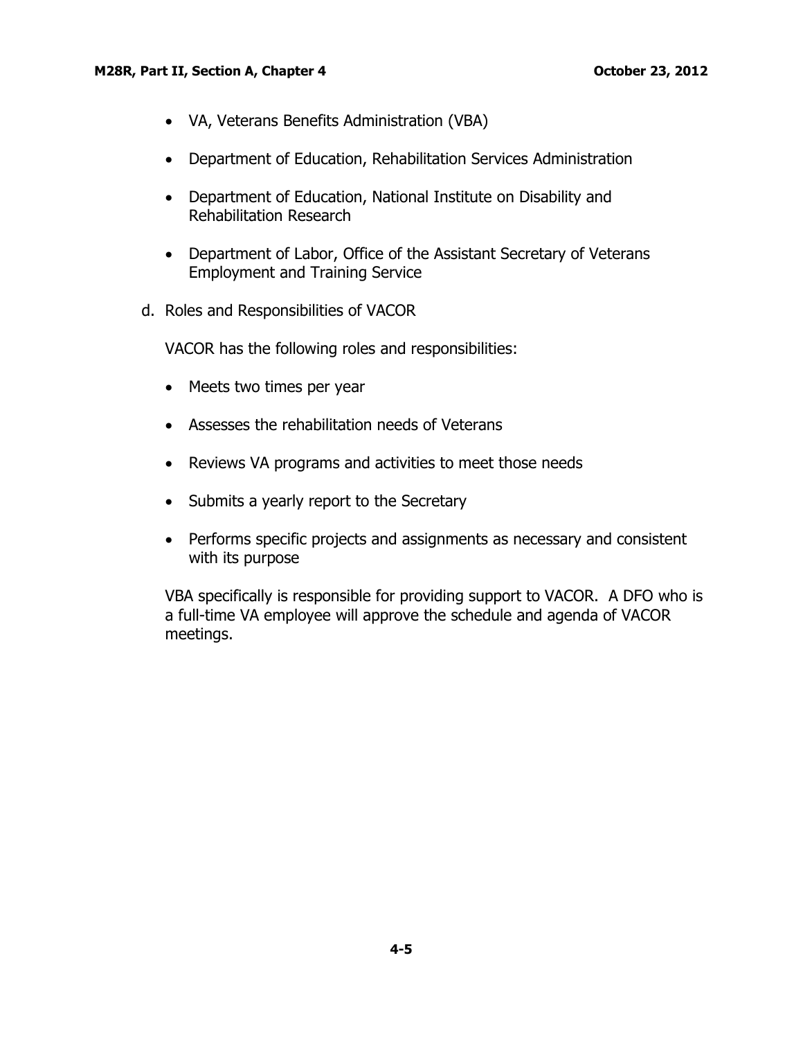- VA, Veterans Benefits Administration (VBA)
- Department of Education, Rehabilitation Services Administration
- Department of Education, National Institute on Disability and Rehabilitation Research
- Department of Labor, Office of the Assistant Secretary of Veterans Employment and Training Service

d. Roles and Responsibilities of VACOR

VACOR has the following roles and responsibilities:

- Meets two times per year
- Assesses the rehabilitation needs of Veterans
- Reviews VA programs and activities to meet those needs
- Submits a yearly report to the Secretary
- Performs specific projects and assignments as necessary and consistent with its purpose

VBA specifically is responsible for providing support to VACOR. A DFO who is a full-time VA employee will approve the schedule and agenda of VACOR meetings.